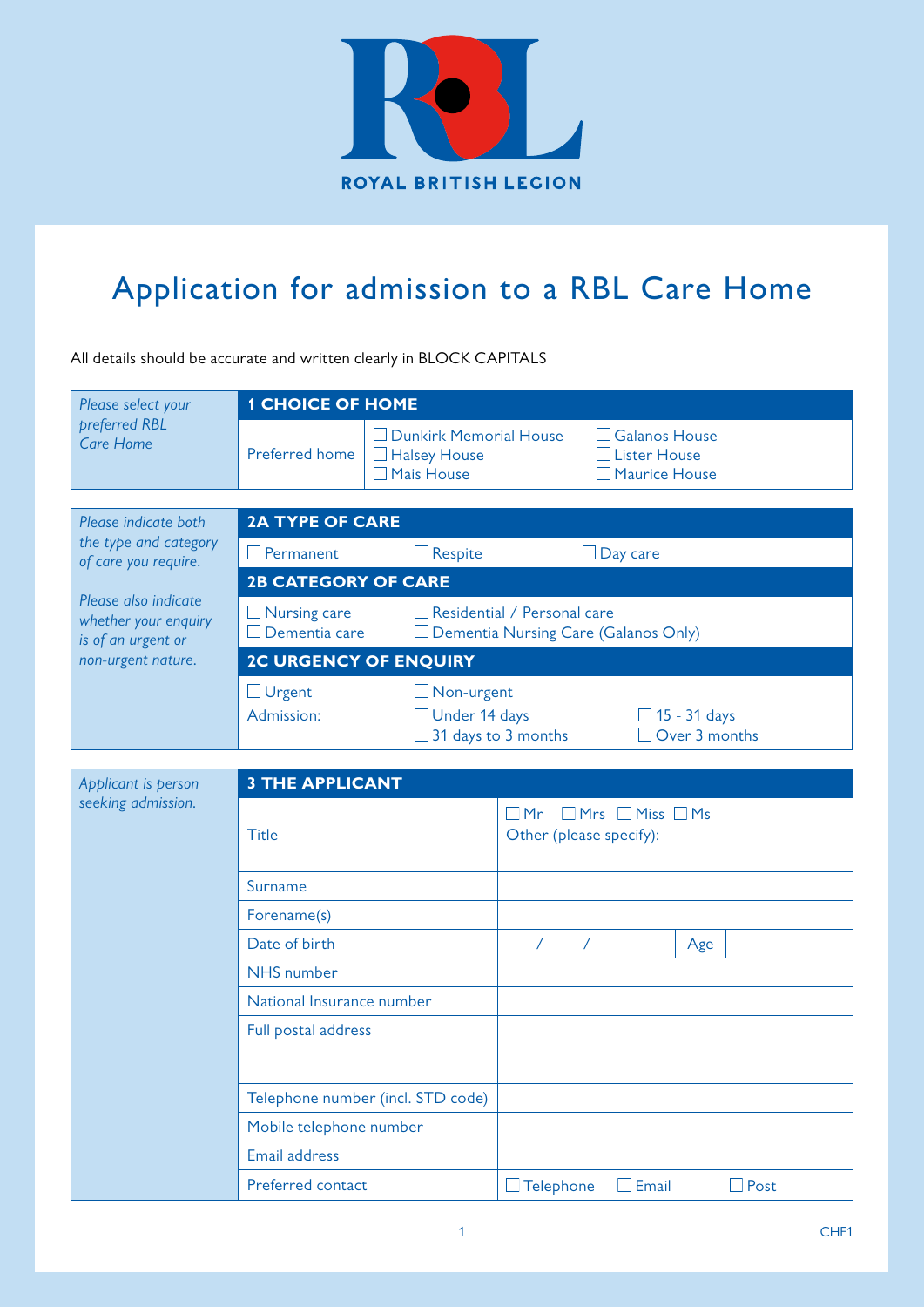ROYAL BRITISH LEGION

# Application for admission to a RBL Care Home

All details should be accurate and written clearly in BLOCK CAPITALS

| *Please select your preferred RBL Care Home* | **1 CHOICE OF HOME** | | |
|---|---|---|---|
| | Preferred home | ☐ Dunkirk Memorial House<br>☐ Halsey House<br>☐ Mais House | ☐ Galanos House<br>☐ Lister House<br>☐ Maurice House |

| *Please indicate both the type and category of care you require.*<br><br>*Please also indicate whether your enquiry is of an urgent or non-urgent nature.* | **2A TYPE OF CARE** | | |
|---|---|---|---|
| | ☐ Permanent | ☐ Respite | ☐ Day care |
| | **2B CATEGORY OF CARE** | | |
| | ☐ Nursing care<br>☐ Dementia care | ☐ Residential / Personal care<br>☐ Dementia Nursing Care (Galanos Only) | |
| | **2C URGENCY OF ENQUIRY** | | |
| | ☐ Urgent<br>Admission: | ☐ Non-urgent<br>☐ Under 14 days<br>☐ 31 days to 3 months | ☐ 15 - 31 days<br>☐ Over 3 months |

| *Applicant is person seeking admission.* | **3 THE APPLICANT** | |
|---|---|---|
| | Title | ☐ Mr ☐ Mrs ☐ Miss ☐ Ms<br>Other (please specify): |
| | Surname | |
| | Forename(s) | |
| | Date of birth | / / Age |
| | NHS number | |
| | National Insurance number | |
| | Full postal address | |
| | Telephone number (incl. STD code) | |
| | Mobile telephone number | |
| | Email address | |
| | Preferred contact | ☐ Telephone ☐ Email ☐ Post |

CHF1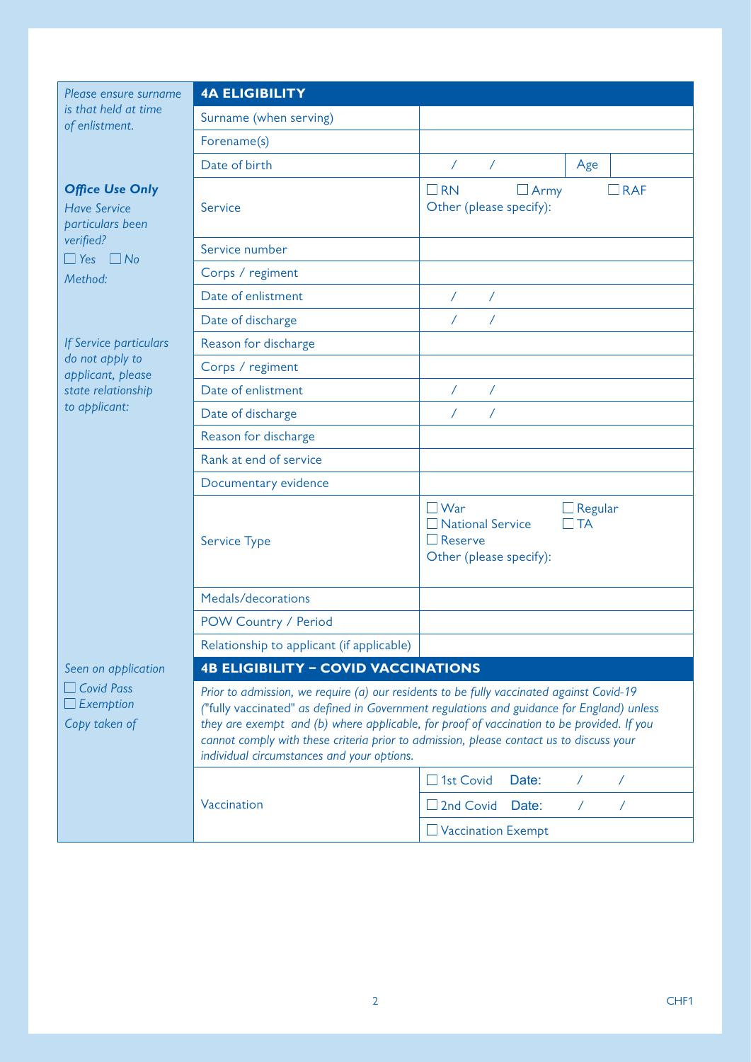*Please ensure surname is that held at time of enlistment.*

***Office Use Only***

*Have Service particulars been verified?*

*☐ Yes ☐ No*

*Method:*

*If Service particulars do not apply to applicant, please state relationship to applicant:*

## 4A ELIGIBILITY

| | |
|---|---|
| Surname (when serving) | |
| Forename(s) | |
| Date of birth | / / Age |
| Service | ☐ RN ☐ Army ☐ RAF<br>Other (please specify): |
| Service number | |
| Corps / regiment | |
| Date of enlistment | / / |
| Date of discharge | / / |
| Reason for discharge | |
| Corps / regiment | |
| Date of enlistment | / / |
| Date of discharge | / / |
| Reason for discharge | |
| Rank at end of service | |
| Documentary evidence | |
| Service Type | ☐ War ☐ Regular<br>☐ National Service ☐ TA<br>☐ Reserve<br>Other (please specify): |
| Medals/decorations | |
| POW Country / Period | |
| Relationship to applicant (if applicable) | |

*Seen on application*

*☐ Covid Pass*

*☐ Exemption*

*Copy taken of*

## 4B ELIGIBILITY – COVID VACCINATIONS

*Prior to admission, we require (a) our residents to be fully vaccinated against Covid-19 ("fully vaccinated" as defined in Government regulations and guidance for England) unless they are exempt and (b) where applicable, for proof of vaccination to be provided. If you cannot comply with these criteria prior to admission, please contact us to discuss your individual circumstances and your options.*

| | |
|---|---|
| Vaccination | ☐ 1st Covid Date: / / |
| | ☐ 2nd Covid Date: / / |
| | ☐ Vaccination Exempt |

CHF1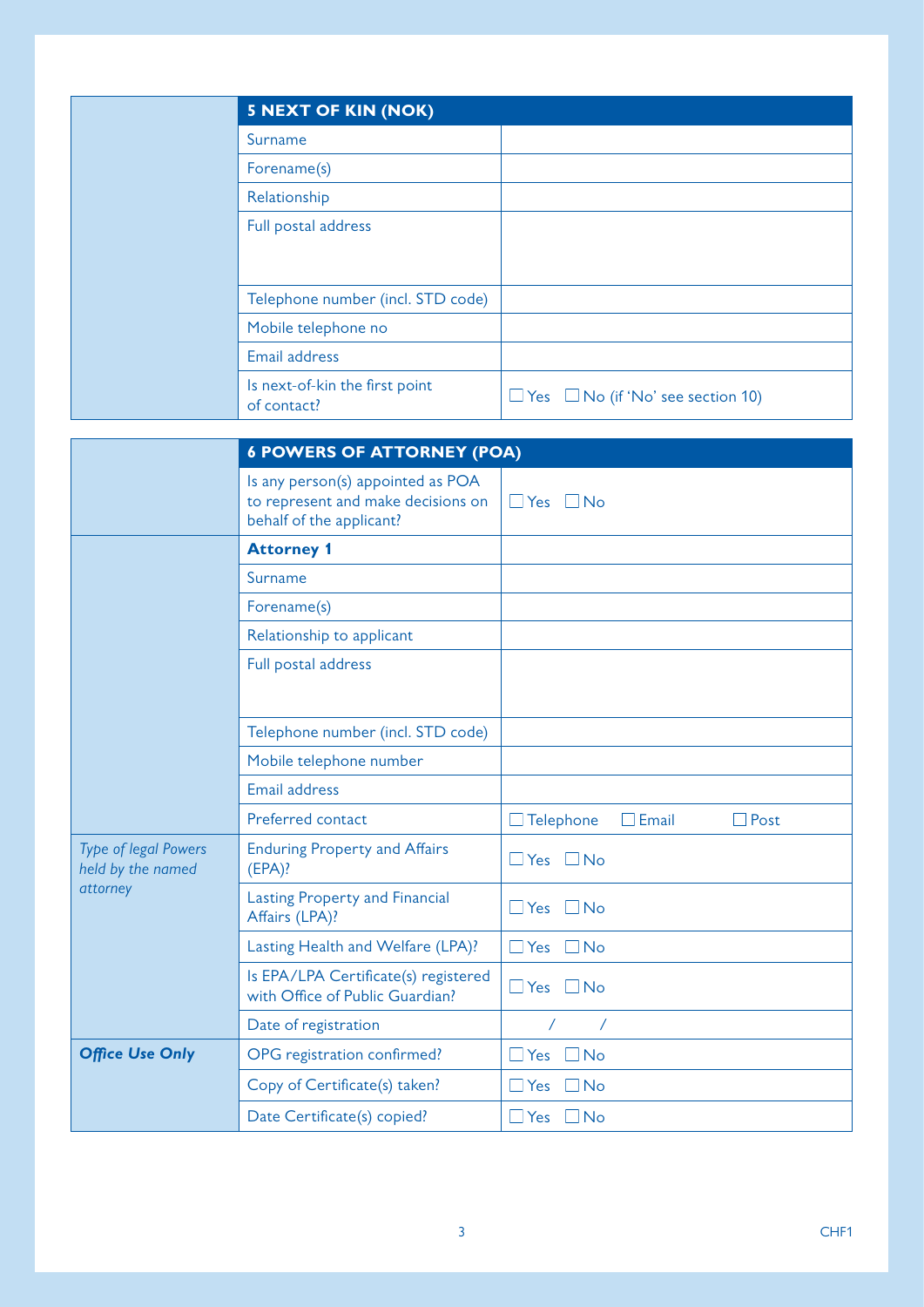## 5 NEXT OF KIN (NOK)

| | |
|---|---|
| Surname | |
| Forename(s) | |
| Relationship | |
| Full postal address | |
| Telephone number (incl. STD code) | |
| Mobile telephone no | |
| Email address | |
| Is next-of-kin the first point of contact? | ☐ Yes ☐ No (if 'No' see section 10) |

## 6 POWERS OF ATTORNEY (POA)

| | | |
|---|---|---|
| | Is any person(s) appointed as POA to represent and make decisions on behalf of the applicant? | ☐ Yes ☐ No |
| | **Attorney 1** | |
| | Surname | |
| | Forename(s) | |
| | Relationship to applicant | |
| | Full postal address | |
| | Telephone number (incl. STD code) | |
| | Mobile telephone number | |
| | Email address | |
| | Preferred contact | ☐ Telephone ☐ Email ☐ Post |
| *Type of legal Powers held by the named attorney* | Enduring Property and Affairs (EPA)? | ☐ Yes ☐ No |
| | Lasting Property and Financial Affairs (LPA)? | ☐ Yes ☐ No |
| | Lasting Health and Welfare (LPA)? | ☐ Yes ☐ No |
| | Is EPA/LPA Certificate(s) registered with Office of Public Guardian? | ☐ Yes ☐ No |
| | Date of registration | / / |
| ***Office Use Only*** | OPG registration confirmed? | ☐ Yes ☐ No |
| | Copy of Certificate(s) taken? | ☐ Yes ☐ No |
| | Date Certificate(s) copied? | ☐ Yes ☐ No |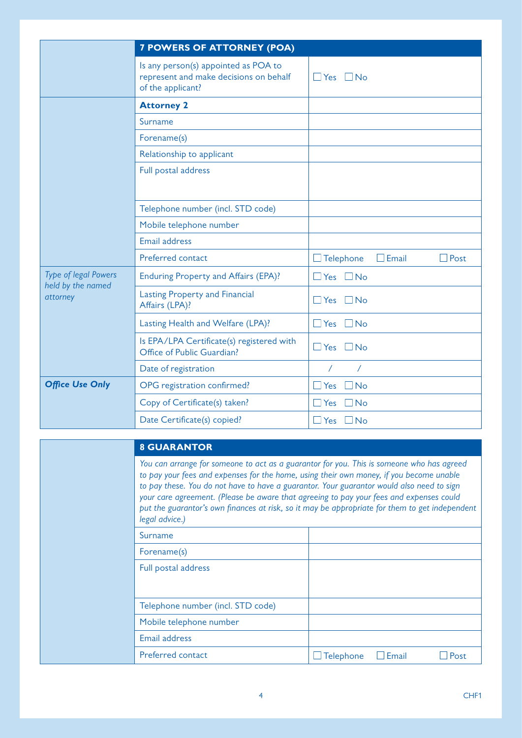| | 7 POWERS OF ATTORNEY (POA) | |
|---|---|---|
| | Is any person(s) appointed as POA to represent and make decisions on behalf of the applicant? | ☐ Yes ☐ No |
| | **Attorney 2** | |
| | Surname | |
| | Forename(s) | |
| | Relationship to applicant | |
| | Full postal address | |
| | Telephone number (incl. STD code) | |
| | Mobile telephone number | |
| | Email address | |
| | Preferred contact | ☐ Telephone ☐ Email ☐ Post |
| *Type of legal Powers held by the named attorney* | Enduring Property and Affairs (EPA)? | ☐ Yes ☐ No |
| | Lasting Property and Financial Affairs (LPA)? | ☐ Yes ☐ No |
| | Lasting Health and Welfare (LPA)? | ☐ Yes ☐ No |
| | Is EPA/LPA Certificate(s) registered with Office of Public Guardian? | ☐ Yes ☐ No |
| | Date of registration | / / |
| ***Office Use Only*** | OPG registration confirmed? | ☐ Yes ☐ No |
| | Copy of Certificate(s) taken? | ☐ Yes ☐ No |
| | Date Certificate(s) copied? | ☐ Yes ☐ No |

| | 8 GUARANTOR | |
|---|---|---|
| | *You can arrange for someone to act as a guarantor for you. This is someone who has agreed to pay your fees and expenses for the home, using their own money, if you become unable to pay these. You do not have to have a guarantor. Your guarantor would also need to sign your care agreement. (Please be aware that agreeing to pay your fees and expenses could put the guarantor's own finances at risk, so it may be appropriate for them to get independent legal advice.)* | |
| | Surname | |
| | Forename(s) | |
| | Full postal address | |
| | Telephone number (incl. STD code) | |
| | Mobile telephone number | |
| | Email address | |
| | Preferred contact | ☐ Telephone ☐ Email ☐ Post |

CHF1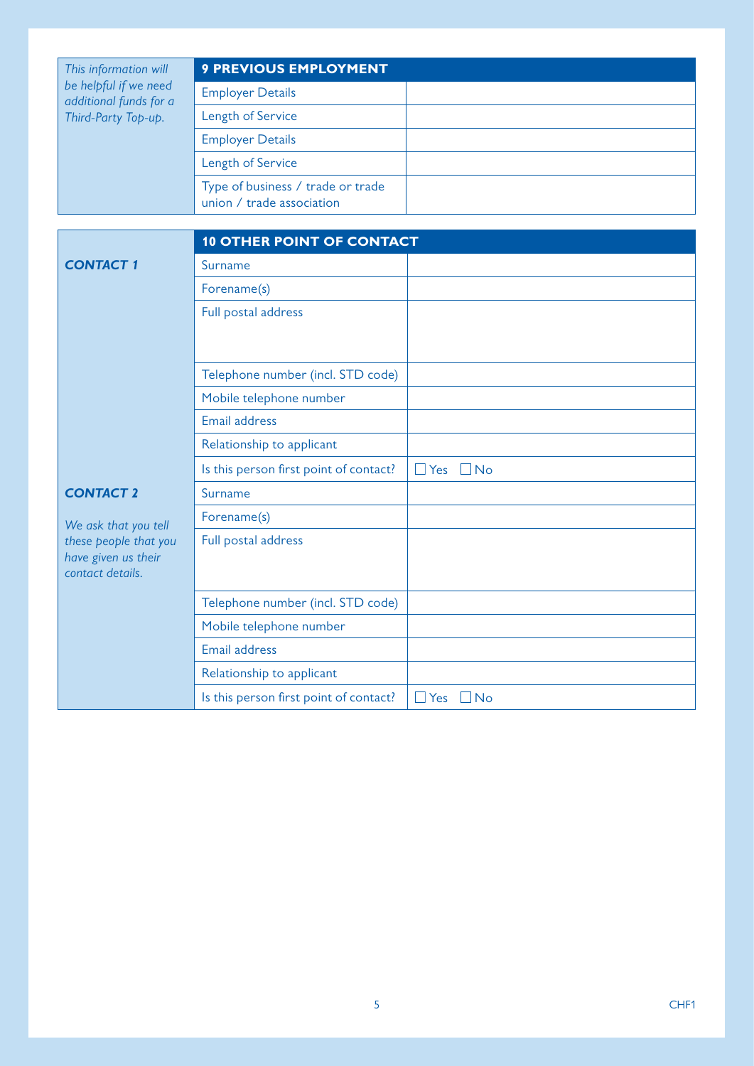*This information will be helpful if we need additional funds for a Third-Party Top-up.*

| **9 PREVIOUS EMPLOYMENT** | |
|---|---|
| Employer Details | |
| Length of Service | |
| Employer Details | |
| Length of Service | |
| Type of business / trade or trade union / trade association | |

| | **10 OTHER POINT OF CONTACT** | |
|---|---|---|
| ***CONTACT 1*** | Surname | |
| | Forename(s) | |
| | Full postal address | |
| | Telephone number (incl. STD code) | |
| | Mobile telephone number | |
| | Email address | |
| | Relationship to applicant | |
| | Is this person first point of contact? | ☐ Yes ☐ No |
| ***CONTACT 2*** | Surname | |
| *We ask that you tell these people that you have given us their contact details.* | Forename(s) | |
| | Full postal address | |
| | Telephone number (incl. STD code) | |
| | Mobile telephone number | |
| | Email address | |
| | Relationship to applicant | |
| | Is this person first point of contact? | ☐ Yes ☐ No |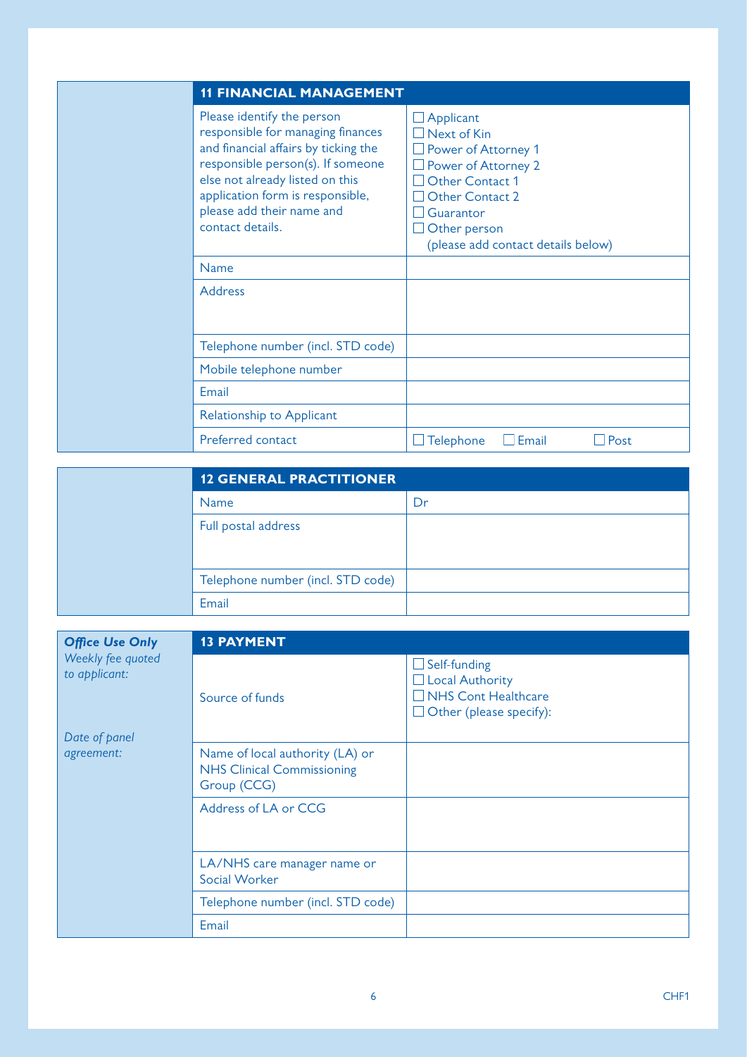## 11 FINANCIAL MANAGEMENT

| | |
|---|---|
| Please identify the person responsible for managing finances and financial affairs by ticking the responsible person(s). If someone else not already listed on this application form is responsible, please add their name and contact details. | ☐ Applicant<br>☐ Next of Kin<br>☐ Power of Attorney 1<br>☐ Power of Attorney 2<br>☐ Other Contact 1<br>☐ Other Contact 2<br>☐ Guarantor<br>☐ Other person<br>(please add contact details below) |
| Name | |
| Address | |
| Telephone number (incl. STD code) | |
| Mobile telephone number | |
| Email | |
| Relationship to Applicant | |
| Preferred contact | ☐ Telephone ☐ Email ☐ Post |

## 12 GENERAL PRACTITIONER

| | |
|---|---|
| Name | Dr |
| Full postal address | |
| Telephone number (incl. STD code) | |
| Email | |

## 13 PAYMENT

***Office Use Only***

*Weekly fee quoted to applicant:*

*Date of panel agreement:*

| | |
|---|---|
| Source of funds | ☐ Self-funding<br>☐ Local Authority<br>☐ NHS Cont Healthcare<br>☐ Other (please specify): |
| Name of local authority (LA) or NHS Clinical Commissioning Group (CCG) | |
| Address of LA or CCG | |
| LA/NHS care manager name or Social Worker | |
| Telephone number (incl. STD code) | |
| Email | |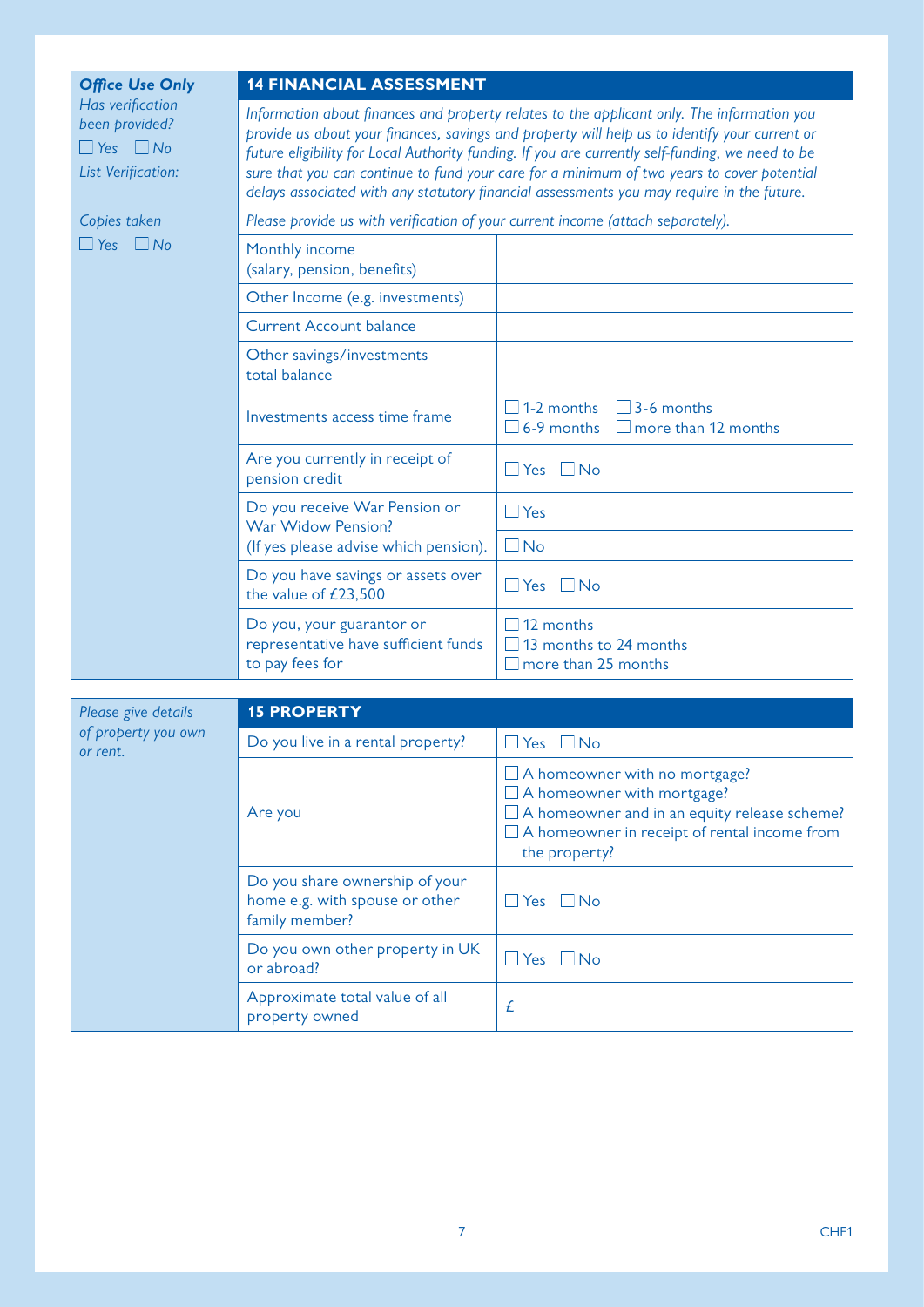*Office Use Only*

*Has verification been provided?*

☐ *Yes* ☐ *No*

*List Verification:*

*Copies taken*

☐ *Yes* ☐ *No*

## 14 FINANCIAL ASSESSMENT

*Information about finances and property relates to the applicant only. The information you provide us about your finances, savings and property will help us to identify your current or future eligibility for Local Authority funding. If you are currently self-funding, we need to be sure that you can continue to fund your care for a minimum of two years to cover potential delays associated with any statutory financial assessments you may require in the future.*

*Please provide us with verification of your current income (attach separately).*

| | |
|---|---|
| Monthly income (salary, pension, benefits) | |
| Other Income (e.g. investments) | |
| Current Account balance | |
| Other savings/investments total balance | |
| Investments access time frame | ☐ 1-2 months ☐ 3-6 months ☐ 6-9 months ☐ more than 12 months |
| Are you currently in receipt of pension credit | ☐ Yes ☐ No |
| Do you receive War Pension or War Widow Pension? (If yes please advise which pension). | ☐ Yes ☐ No |
| Do you have savings or assets over the value of £23,500 | ☐ Yes ☐ No |
| Do you, your guarantor or representative have sufficient funds to pay fees for | ☐ 12 months ☐ 13 months to 24 months ☐ more than 25 months |

*Please give details of property you own or rent.*

## 15 PROPERTY

| | |
|---|---|
| Do you live in a rental property? | ☐ Yes ☐ No |
| Are you | ☐ A homeowner with no mortgage? ☐ A homeowner with mortgage? ☐ A homeowner and in an equity release scheme? ☐ A homeowner in receipt of rental income from the property? |
| Do you share ownership of your home e.g. with spouse or other family member? | ☐ Yes ☐ No |
| Do you own other property in UK or abroad? | ☐ Yes ☐ No |
| Approximate total value of all property owned | £ |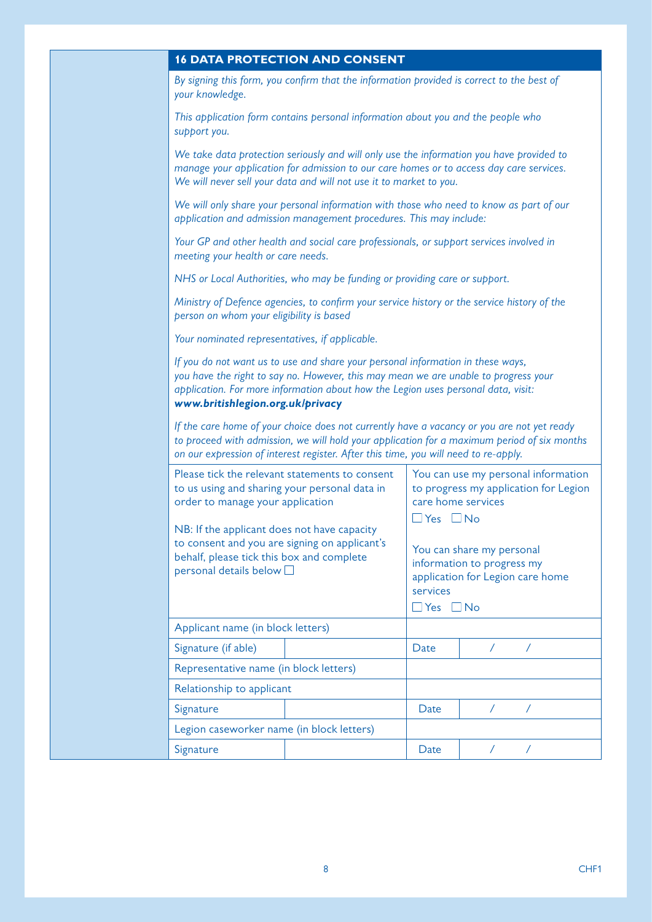## 16 DATA PROTECTION AND CONSENT

*By signing this form, you confirm that the information provided is correct to the best of your knowledge.*

*This application form contains personal information about you and the people who support you.*

*We take data protection seriously and will only use the information you have provided to manage your application for admission to our care homes or to access day care services. We will never sell your data and will not use it to market to you.*

*We will only share your personal information with those who need to know as part of our application and admission management procedures. This may include:*

*Your GP and other health and social care professionals, or support services involved in meeting your health or care needs.*

*NHS or Local Authorities, who may be funding or providing care or support.*

*Ministry of Defence agencies, to confirm your service history or the service history of the person on whom your eligibility is based*

*Your nominated representatives, if applicable.*

*If you do not want us to use and share your personal information in these ways, you have the right to say no. However, this may mean we are unable to progress your application. For more information about how the Legion uses personal data, visit:* ***www.britishlegion.org.uk/privacy***

*If the care home of your choice does not currently have a vacancy or you are not yet ready to proceed with admission, we will hold your application for a maximum period of six months on our expression of interest register. After this time, you will need to re-apply.*

| Please tick the relevant statements to consent to us using and sharing your personal data in order to manage your application<br><br>NB: If the applicant does not have capacity to consent and you are signing on applicant's behalf, please tick this box and complete personal details below ☐ | | You can use my personal information to progress my application for Legion care home services<br>☐ Yes ☐ No<br><br>You can share my personal information to progress my application for Legion care home services<br>☐ Yes ☐ No | |
|---|---|---|---|
| Applicant name (in block letters) | | | |
| Signature (if able) | | Date | / / |
| Representative name (in block letters) | | | |
| Relationship to applicant | | | |
| Signature | | Date | / / |
| Legion caseworker name (in block letters) | | | |
| Signature | | Date | / / |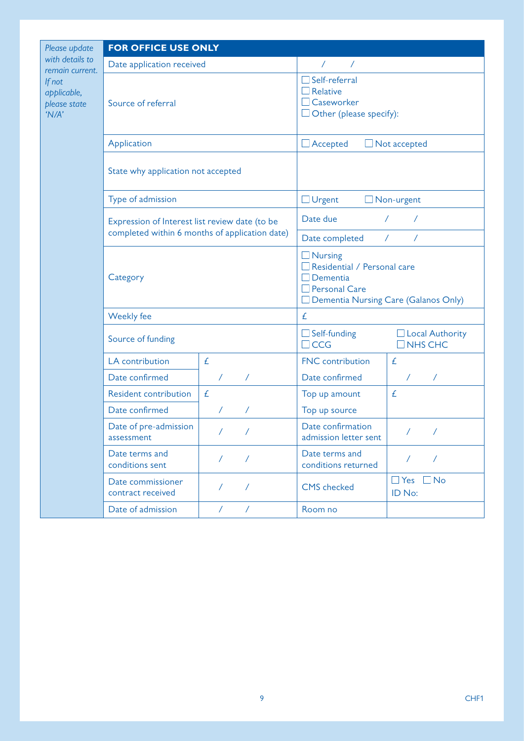*Please update with details to remain current. If not applicable, please state 'N/A'*

| **FOR OFFICE USE ONLY** | | | |
|---|---|---|---|
| Date application received | | / / | |
| Source of referral | | ☐ Self-referral<br>☐ Relative<br>☐ Caseworker<br>☐ Other (please specify): | |
| Application | | ☐ Accepted ☐ Not accepted | |
| State why application not accepted | | | |
| Type of admission | | ☐ Urgent ☐ Non-urgent | |
| Expression of Interest list review date (to be completed within 6 months of application date) | | Date due / / | |
| | | Date completed / / | |
| Category | | ☐ Nursing<br>☐ Residential / Personal care<br>☐ Dementia<br>☐ Personal Care<br>☐ Dementia Nursing Care (Galanos Only) | |
| Weekly fee | | £ | |
| Source of funding | | ☐ Self-funding ☐ Local Authority<br>☐ CCG ☐ NHS CHC | |
| LA contribution | £ | FNC contribution | £ |
| Date confirmed | / / | Date confirmed | / / |
| Resident contribution | £ | Top up amount | £ |
| Date confirmed | / / | Top up source | |
| Date of pre-admission assessment | / / | Date confirmation admission letter sent | / / |
| Date terms and conditions sent | / / | Date terms and conditions returned | / / |
| Date commissioner contract received | / / | CMS checked | ☐ Yes ☐ No<br>ID No: |
| Date of admission | / / | Room no | |

CHF1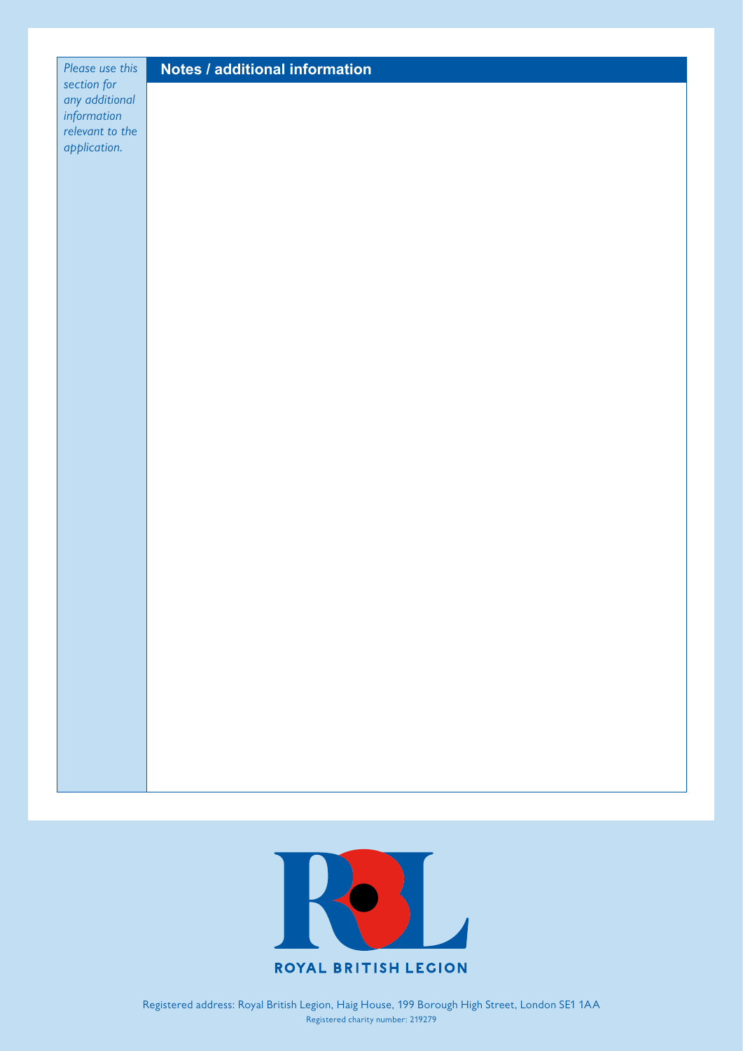*Please use this section for any additional information relevant to the application.*

## Notes / additional information

ROYAL BRITISH LEGION

Registered address: Royal British Legion, Haig House, 199 Borough High Street, London SE1 1AA

Registered charity number: 219279